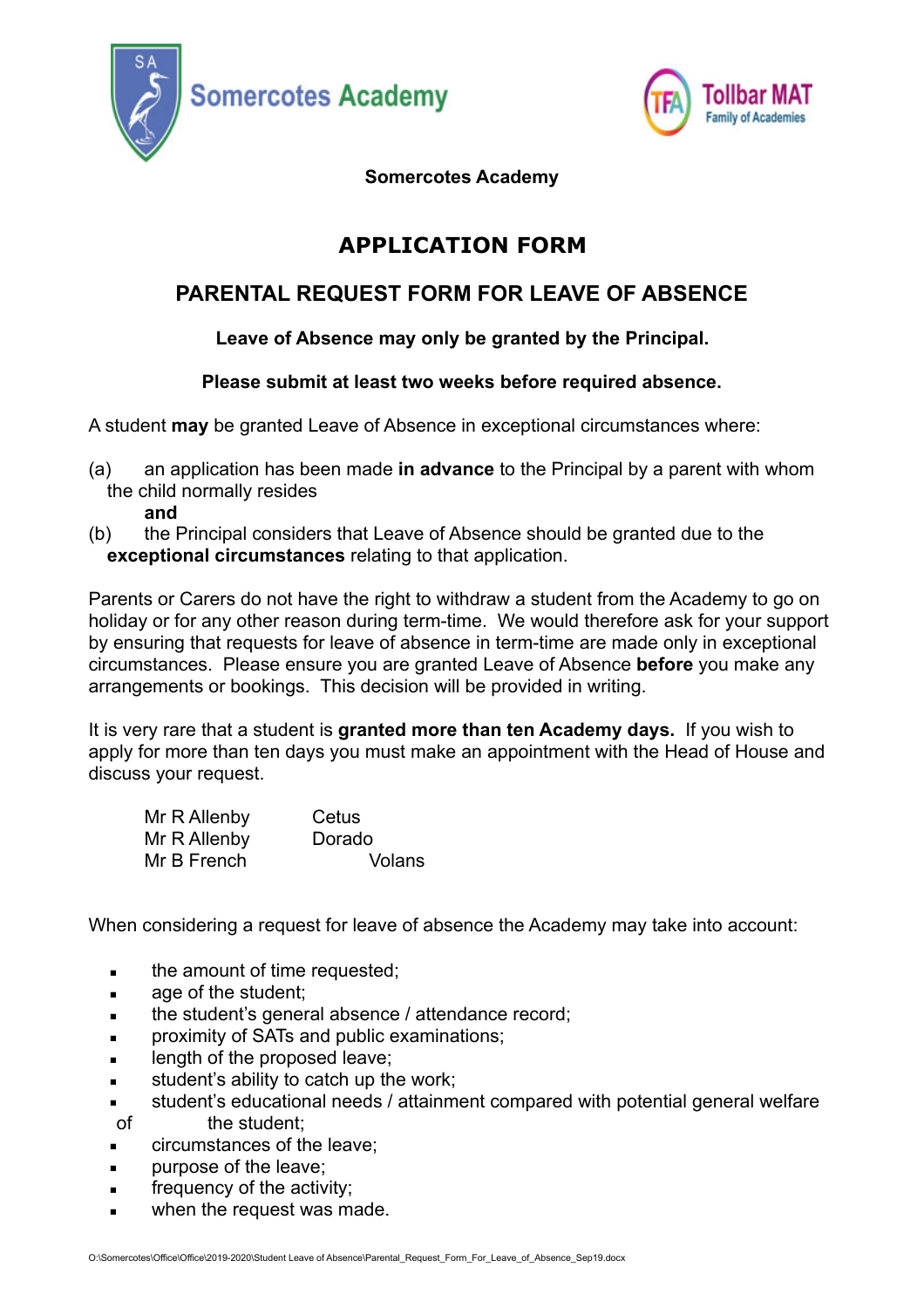Somercotes Academy

Tollbar MAT Family of Academies

**Somercotes Academy**

# APPLICATION FORM

## PARENTAL REQUEST FORM FOR LEAVE OF ABSENCE

**Leave of Absence may only be granted by the Principal.**

**Please submit at least two weeks before required absence.**

A student **may** be granted Leave of Absence in exceptional circumstances where:

(a) an application has been made **in advance** to the Principal by a parent with whom the child normally resides
**and**
(b) the Principal considers that Leave of Absence should be granted due to the **exceptional circumstances** relating to that application.

Parents or Carers do not have the right to withdraw a student from the Academy to go on holiday or for any other reason during term-time. We would therefore ask for your support by ensuring that requests for leave of absence in term-time are made only in exceptional circumstances. Please ensure you are granted Leave of Absence **before** you make any arrangements or bookings. This decision will be provided in writing.

It is very rare that a student is **granted more than ten Academy days.** If you wish to apply for more than ten days you must make an appointment with the Head of House and discuss your request.

| | |
|---|---|
| Mr R Allenby | Cetus |
| Mr R Allenby | Dorado |
| Mr B French | Volans |

When considering a request for leave of absence the Academy may take into account:

- the amount of time requested;
- age of the student;
- the student's general absence / attendance record;
- proximity of SATs and public examinations;
- length of the proposed leave;
- student's ability to catch up the work;
- student's educational needs / attainment compared with potential general welfare of the student;
- circumstances of the leave;
- purpose of the leave;
- frequency of the activity;
- when the request was made.

O:\Somercotes\Office\Office\2019-2020\Student Leave of Absence\Parental_Request_Form_For_Leave_of_Absence_Sep19.docx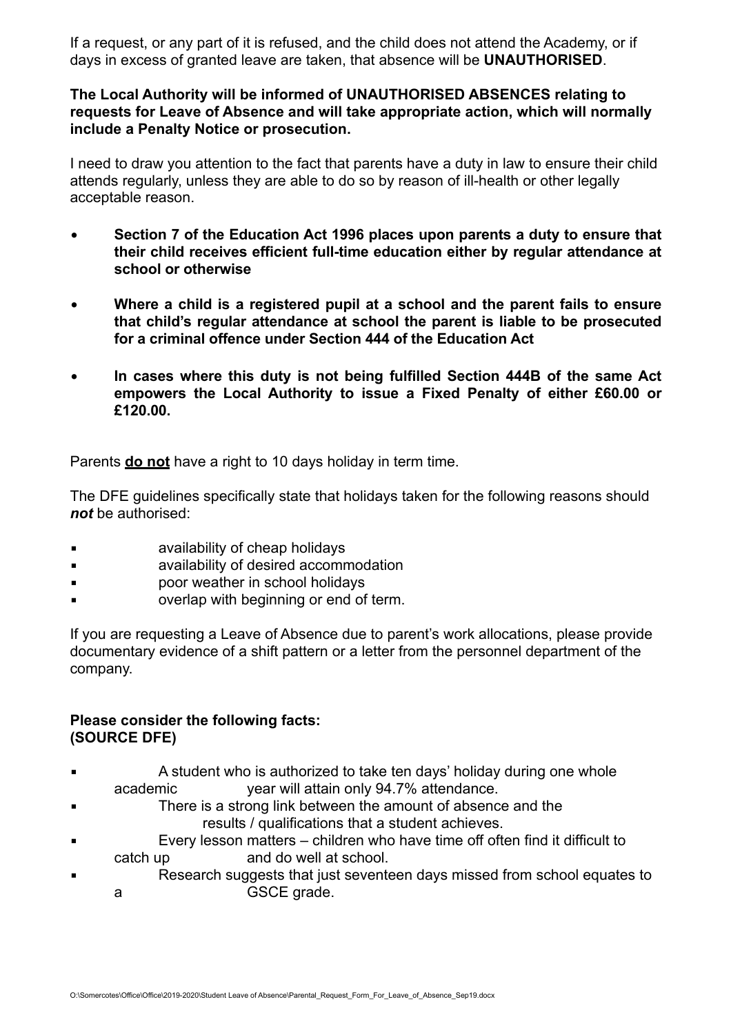If a request, or any part of it is refused, and the child does not attend the Academy, or if days in excess of granted leave are taken, that absence will be **UNAUTHORISED**.

**The Local Authority will be informed of UNAUTHORISED ABSENCES relating to requests for Leave of Absence and will take appropriate action, which will normally include a Penalty Notice or prosecution.**

I need to draw you attention to the fact that parents have a duty in law to ensure their child attends regularly, unless they are able to do so by reason of ill-health or other legally acceptable reason.

- **Section 7 of the Education Act 1996 places upon parents a duty to ensure that their child receives efficient full-time education either by regular attendance at school or otherwise**
- **Where a child is a registered pupil at a school and the parent fails to ensure that child's regular attendance at school the parent is liable to be prosecuted for a criminal offence under Section 444 of the Education Act**
- **In cases where this duty is not being fulfilled Section 444B of the same Act empowers the Local Authority to issue a Fixed Penalty of either £60.00 or £120.00.**

Parents **do not** have a right to 10 days holiday in term time.

The DFE guidelines specifically state that holidays taken for the following reasons should ***not*** be authorised:

- availability of cheap holidays
- availability of desired accommodation
- poor weather in school holidays
- overlap with beginning or end of term.

If you are requesting a Leave of Absence due to parent's work allocations, please provide documentary evidence of a shift pattern or a letter from the personnel department of the company.

**Please consider the following facts:**
**(SOURCE DFE)**

- A student who is authorized to take ten days' holiday during one whole academic year will attain only 94.7% attendance.
- There is a strong link between the amount of absence and the results / qualifications that a student achieves.
- Every lesson matters – children who have time off often find it difficult to catch up and do well at school.
- Research suggests that just seventeen days missed from school equates to a GSCE grade.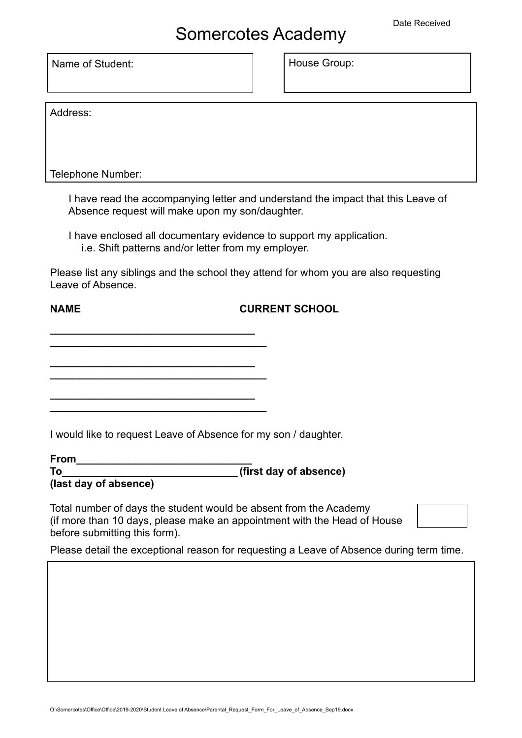Date Received

# Somercotes Academy

Name of Student:

House Group:

Address:

Telephone Number:

I have read the accompanying letter and understand the impact that this Leave of Absence request will make upon my son/daughter.

I have enclosed all documentary evidence to support my application.
i.e. Shift patterns and/or letter from my employer.

Please list any siblings and the school they attend for whom you are also requesting Leave of Absence.

**NAME** **CURRENT SCHOOL**

___________________________________
_____________________________________

___________________________________
_____________________________________

___________________________________
_____________________________________

I would like to request Leave of Absence for my son / daughter.

**From______________________________**
**To______________________________ (first day of absence)**
**(last day of absence)**

Total number of days the student would be absent from the Academy (if more than 10 days, please make an appointment with the Head of House before submitting this form).

Please detail the exceptional reason for requesting a Leave of Absence during term time.

O:\Somercotes\Office\Office\2019-2020\Student Leave of Absence\Parental_Request_Form_For_Leave_of_Absence_Sep19.docx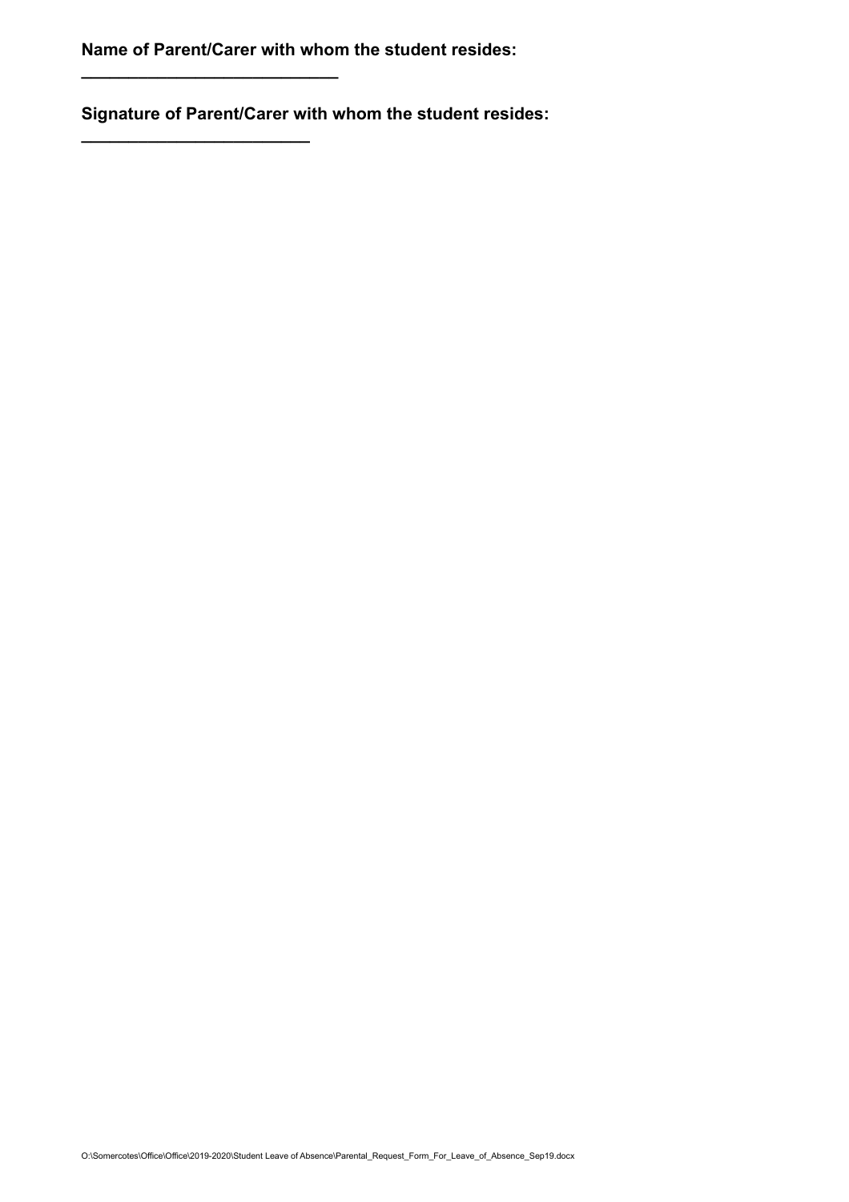**Name of Parent/Carer with whom the student resides:**

**____________________________**

**Signature of Parent/Carer with whom the student resides:**

**_________________________**

O:\Somercotes\Office\Office\2019-2020\Student Leave of Absence\Parental_Request_Form_For_Leave_of_Absence_Sep19.docx